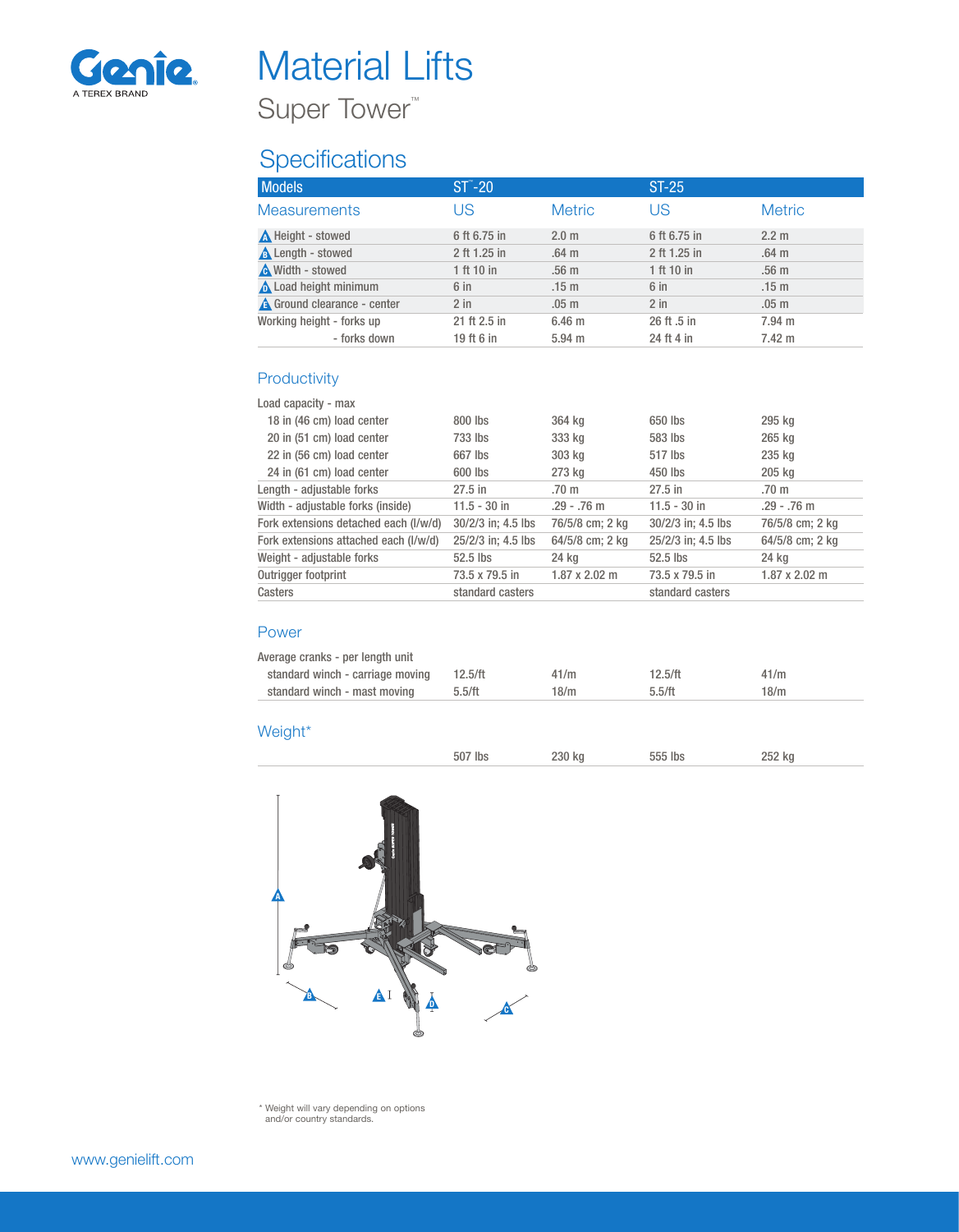# Material Lifts

## Super Tower™

## Specifications

| Models | ST™-20 | | ST-25 | |
|---|---|---|---|---|
| **Measurements** | **US** | **Metric** | **US** | **Metric** |
| A Height - stowed | 6 ft 6.75 in | 2.0 m | 6 ft 6.75 in | 2.2 m |
| B Length - stowed | 2 ft 1.25 in | .64 m | 2 ft 1.25 in | .64 m |
| C Width - stowed | 1 ft 10 in | .56 m | 1 ft 10 in | .56 m |
| D Load height minimum | 6 in | .15 m | 6 in | .15 m |
| E Ground clearance - center | 2 in | .05 m | 2 in | .05 m |
| Working height - forks up | 21 ft 2.5 in | 6.46 m | 26 ft .5 in | 7.94 m |
| - forks down | 19 ft 6 in | 5.94 m | 24 ft 4 in | 7.42 m |

### Productivity

| | | | | |
|---|---|---|---|---|
| Load capacity - max | | | | |
| 18 in (46 cm) load center | 800 lbs | 364 kg | 650 lbs | 295 kg |
| 20 in (51 cm) load center | 733 lbs | 333 kg | 583 lbs | 265 kg |
| 22 in (56 cm) load center | 667 lbs | 303 kg | 517 lbs | 235 kg |
| 24 in (61 cm) load center | 600 lbs | 273 kg | 450 lbs | 205 kg |
| Length - adjustable forks | 27.5 in | .70 m | 27.5 in | .70 m |
| Width - adjustable forks (inside) | 11.5 - 30 in | .29 - .76 m | 11.5 - 30 in | .29 - .76 m |
| Fork extensions detached each (l/w/d) | 30/2/3 in; 4.5 lbs | 76/5/8 cm; 2 kg | 30/2/3 in; 4.5 lbs | 76/5/8 cm; 2 kg |
| Fork extensions attached each (l/w/d) | 25/2/3 in; 4.5 lbs | 64/5/8 cm; 2 kg | 25/2/3 in; 4.5 lbs | 64/5/8 cm; 2 kg |
| Weight - adjustable forks | 52.5 lbs | 24 kg | 52.5 lbs | 24 kg |
| Outrigger footprint | 73.5 x 79.5 in | 1.87 x 2.02 m | 73.5 x 79.5 in | 1.87 x 2.02 m |
| Casters | standard casters | | standard casters | |

### Power

| | | | | |
|---|---|---|---|---|
| Average cranks - per length unit | | | | |
| standard winch - carriage moving | 12.5/ft | 41/m | 12.5/ft | 41/m |
| standard winch - mast moving | 5.5/ft | 18/m | 5.5/ft | 18/m |

### Weight*

| | | | | |
|---|---|---|---|---|
| | 507 lbs | 230 kg | 555 lbs | 252 kg |

\* Weight will vary depending on options and/or country standards.

www.genielift.com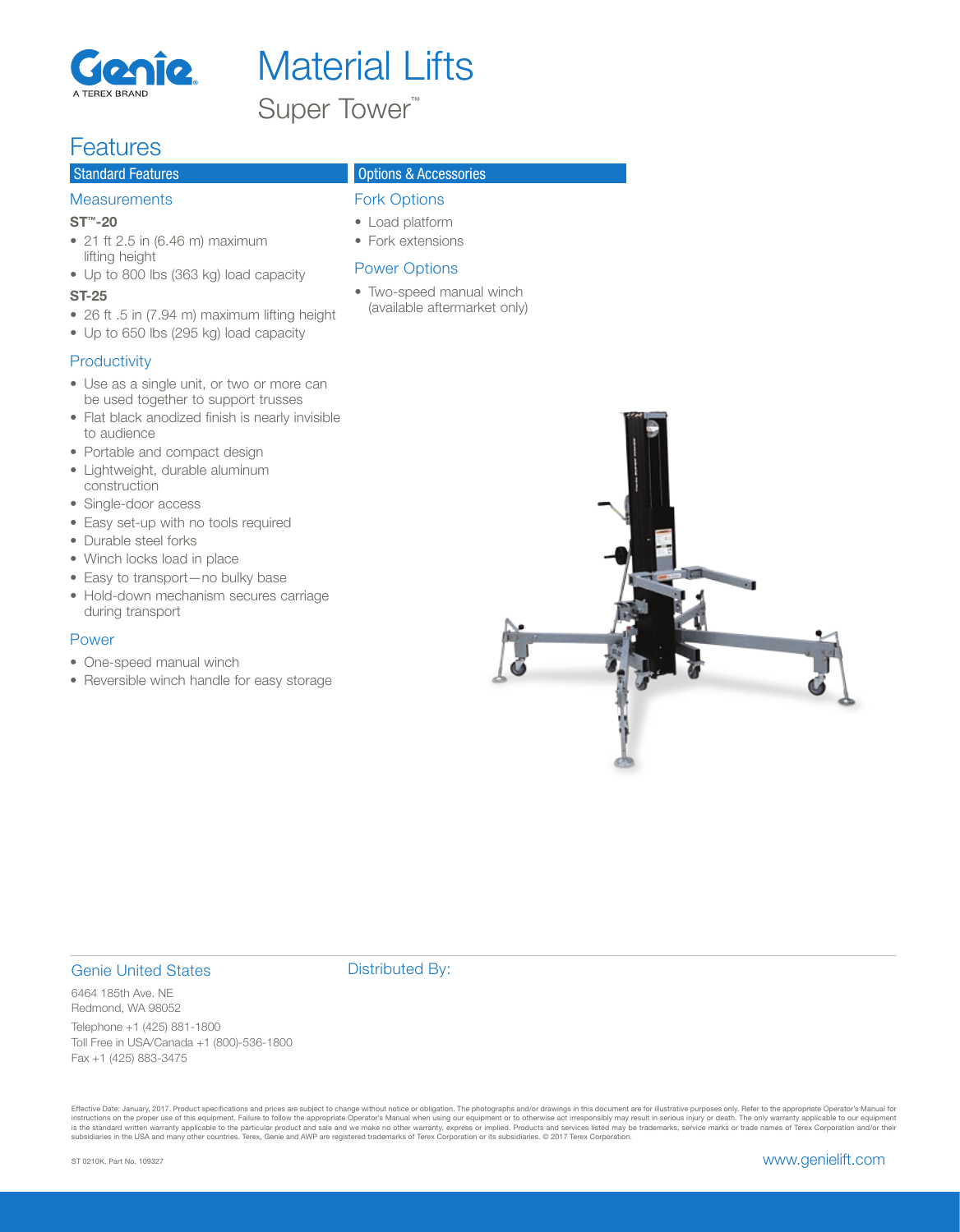# Material Lifts

## Super Tower™

# Features

## Standard Features

### Measurements

**ST™-20**

- 21 ft 2.5 in (6.46 m) maximum lifting height
- Up to 800 lbs (363 kg) load capacity

**ST-25**

- 26 ft .5 in (7.94 m) maximum lifting height
- Up to 650 lbs (295 kg) load capacity

### Productivity

- Use as a single unit, or two or more can be used together to support trusses
- Flat black anodized finish is nearly invisible to audience
- Portable and compact design
- Lightweight, durable aluminum construction
- Single-door access
- Easy set-up with no tools required
- Durable steel forks
- Winch locks load in place
- Easy to transport—no bulky base
- Hold-down mechanism secures carriage during transport

### Power

- One-speed manual winch
- Reversible winch handle for easy storage

## Options & Accessories

### Fork Options

- Load platform
- Fork extensions

### Power Options

- Two-speed manual winch (available aftermarket only)

### Genie United States

6464 185th Ave. NE
Redmond, WA 98052

Telephone +1 (425) 881-1800
Toll Free in USA/Canada +1 (800)-536-1800
Fax +1 (425) 883-3475

Distributed By:

Effective Date: January, 2017. Product specifications and prices are subject to change without notice or obligation. The photographs and/or drawings in this document are for illustrative purposes only. Refer to the appropriate Operator's Manual for instructions on the proper use of this equipment. Failure to follow the appropriate Operator's Manual when using our equipment or to otherwise act irresponsibly may result in serious injury or death. The only warranty applicable to our equipment is the standard written warranty applicable to the particular product and sale and we make no other warranty, express or implied. Products and services listed may be trademarks, service marks or trade names of Terex Corporation and/or their subsidiaries in the USA and many other countries. Terex, Genie and AWP are registered trademarks of Terex Corporation or its subsidiaries. © 2017 Terex Corporation.

ST 0210K. Part No. 109327

www.genielift.com